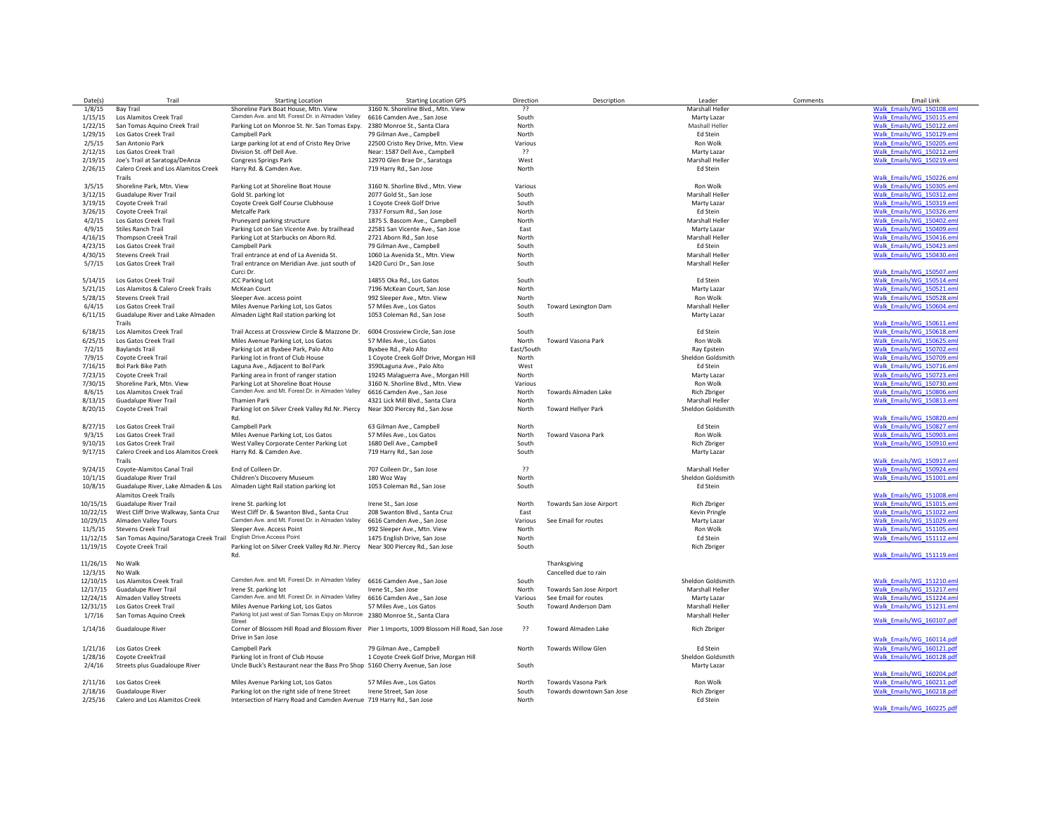| Date(s) | Trail | Starting Location | Starting Location GPS | Direction | Description | Leader | Comments | Email Link |
|---|---|---|---|---|---|---|---|---|
| 1/8/15 | Bay Trail | Shoreline Park Boat House, Mtn. View | 3160 N. Shoreline Blvd., Mtn. View | ?? | | Marshall Heller | | Walk_Emails/WG_150108.eml |
| 1/15/15 | Los Alamitos Creek Trail | Camden Ave. and Mt. Forest Dr. in Almaden Valley | 6616 Camden Ave., San Jose | South | | Marty Lazar | | Walk_Emails/WG_150115.eml |
| 1/22/15 | San Tomas Aquino Creek Trail | Parking Lot on Monroe St. Nr. San Tomas Expy. | 2380 Monroe St., Santa Clara | North | | Mashall Heller | | Walk_Emails/WG_150122.eml |
| 1/29/15 | Los Gatos Creek Trail | Campbell Park | 79 Gilman Ave., Campbell | North | | Ed Stein | | Walk_Emails/WG_150129.eml |
| 2/5/15 | San Antonio Park | Large parking lot at end of Cristo Rey Drive | 22500 Cristo Rey Drive, Mtn. View | Various | | Ron Wolk | | Walk_Emails/WG_150205.eml |
| 2/12/15 | Los Gatos Creek Trail | Division St. off Dell Ave. | Near: 1587 Dell Ave., Campbell | ?? | | Marty Lazar | | Walk_Emails/WG_150212.eml |
| 2/19/15 | Joe's Trail at Saratoga/DeAnza | Congress Springs Park | 12970 Glen Brae Dr., Saratoga | West | | Marshall Heller | | Walk_Emails/WG_150219.eml |
| 2/26/15 | Calero Creek and Los Alamitos Creek Trails | Harry Rd. & Camden Ave. | 719 Harry Rd., San Jose | North | | Ed Stein | | Walk_Emails/WG_150226.eml |
| 3/5/15 | Shoreline Park, Mtn. View | Parking Lot at Shoreline Boat House | 3160 N. Shoreline Blvd., Mtn. View | Various | | Ron Wolk | | Walk_Emails/WG_150305.eml |
| 3/12/15 | Guadalupe River Trail | Gold St. parking lot | 2077 Gold St., San Jose | South | | Marshall Heller | | Walk_Emails/WG_150312.eml |
| 3/19/15 | Coyote Creek Trail | Coyote Creek Golf Course Clubhouse | 1 Coyote Creek Golf Drive | South | | Marty Lazar | | Walk_Emails/WG_150319.eml |
| 3/26/15 | Coyote Creek Trail | Metcalfe Park | 7337 Forsum Rd., San Jose | North | | Ed Stein | | Walk_Emails/WG_150326.eml |
| 4/2/15 | Los Gatos Creek Trail | Pruneyard parking structure | 1875 S. Bascom Ave., Campbell | North | | Marshall Heller | | Walk_Emails/WG_150402.eml |
| 4/9/15 | Stiles Ranch Trail | Parking Lot on San Vicente Ave. by trailhead | 22581 San Vicente Ave., San Jose | East | | Marty Lazar | | Walk_Emails/WG_150409.eml |
| 4/16/15 | Thompson Creek Trail | Parking Lot at Starbucks on Aborn Rd. | 2721 Aborn Rd., San Jose | North | | Marshall Heller | | Walk_Emails/WG_150416.eml |
| 4/23/15 | Los Gatos Creek Trail | Campbell Park | 79 Gilman Ave., Campbell | South | | Ed Stein | | Walk_Emails/WG_150423.eml |
| 4/30/15 | Stevens Creek Trail | Trail entrance at end of La Avenida St. | 1060 La Avenida St., Mtn. View | North | | Marshall Heller | | Walk_Emails/WG_150430.eml |
| 5/7/15 | Los Gatos Creek Trail | Trail entrance on Meridian Ave. just south of Curci Dr. | 1420 Curci Dr., San Jose | South | | Marshall Heller | | Walk_Emails/WG_150507.eml |
| 5/14/15 | Los Gatos Creek Trail | JCC Parking Lot | 14855 Oka Rd., Los Gatos | South | | Ed Stein | | Walk_Emails/WG_150514.eml |
| 5/21/15 | Los Alamitos & Calero Creek Trails | McKean Court | 7196 McKean Court, San Jose | North | | Marty Lazar | | Walk_Emails/WG_150521.eml |
| 5/28/15 | Stevens Creek Trail | Sleeper Ave. access point | 992 Sleeper Ave., Mtn. View | North | | Ron Wolk | | Walk_Emails/WG_150528.eml |
| 6/4/15 | Los Gatos Creek Trail | Miles Avenue Parking Lot, Los Gatos | 57 Miles Ave., Los Gatos | South | Toward Lexington Dam | Marshall Heller | | Walk_Emails/WG_150604.eml |
| 6/11/15 | Guadalupe River and Lake Almaden Trails | Almaden Light Rail station parking lot | 1053 Coleman Rd., San Jose | South | | Marty Lazar | | Walk_Emails/WG_150611.eml |
| 6/18/15 | Los Alamitos Creek Trail | Trail Access at Crossview Circle & Mazzone Dr. | 6004 Crossview Circle, San Jose | South | | Ed Stein | | Walk_Emails/WG_150618.eml |
| 6/25/15 | Los Gatos Creek Trail | Miles Avenue Parking Lot, Los Gatos | 57 Miles Ave., Los Gatos | North | Toward Vasona Park | Ron Wolk | | Walk_Emails/WG_150625.eml |
| 7/2/15 | Baylands Trail | Parking Lot at Byxbee Park, Palo Alto | Byxbee Rd., Palo Alto | East/South | | Ray Epstein | | Walk_Emails/WG_150702.eml |
| 7/9/15 | Coyote Creek Trail | Parking lot in front of Club House | 1 Coyote Creek Golf Drive, Morgan Hill | North | | Sheldon Goldsmith | | Walk_Emails/WG_150709.eml |
| 7/16/15 | Bol Park Bike Path | Laguna Ave., Adjacent to Bol Park | 3590Laguna Ave., Palo Alto | West | | Ed Stein | | Walk_Emails/WG_150716.eml |
| 7/23/15 | Coyote Creek Trail | Parking area in front of ranger station | 19245 Malaguerra Ave., Morgan Hill | North | | Marty Lazar | | Walk_Emails/WG_150723.eml |
| 7/30/15 | Shoreline Park, Mtn. View | Parking Lot at Shoreline Boat House | 3160 N. Shoreline Blvd., Mtn. View | Various | | Ron Wolk | | Walk_Emails/WG_150730.eml |
| 8/6/15 | Los Alamitos Creek Trail | Camden Ave. and Mt. Forest Dr. in Almaden Valley | 6616 Camden Ave., San Jose | North | Towards Almaden Lake | Rich Zbriger | | Walk_Emails/WG_150806.eml |
| 8/13/15 | Guadalupe River Trail | Thamien Park | 4321 Lick Mill Blvd., Santa Clara | North | | Marshall Heller | | Walk_Emails/WG_150813.eml |
| 8/20/15 | Coyote Creek Trail | Parking lot on Silver Creek Valley Rd.Nr. Piercy Rd. | Near 300 Piercey Rd., San Jose | North | Toward Hellyer Park | Sheldon Goldsmith | | Walk_Emails/WG_150820.eml |
| 8/27/15 | Los Gatos Creek Trail | Campbell Park | 63 Gilman Ave., Campbell | North | | Ed Stein | | Walk_Emails/WG_150827.eml |
| 9/3/15 | Los Gatos Creek Trail | Miles Avenue Parking Lot, Los Gatos | 57 Miles Ave., Los Gatos | North | Toward Vasona Park | Ron Wolk | | Walk_Emails/WG_150903.eml |
| 9/10/15 | Los Gatos Creek Trail | West Valley Corporate Center Parking Lot | 1680 Dell Ave., Campbell | South | | Rich Zbriger | | Walk_Emails/WG_150910.eml |
| 9/17/15 | Calero Creek and Los Alamitos Creek Trails | Harry Rd. & Camden Ave. | 719 Harry Rd., San Jose | South | | Marty Lazar | | Walk_Emails/WG_150917.eml |
| 9/24/15 | Coyote-Alamitos Canal Trail | End of Colleen Dr. | 707 Colleen Dr., San Jose | ?? | | Marshall Heller | | Walk_Emails/WG_150924.eml |
| 10/1/15 | Guadalupe River Trail | Children's Discovery Museum | 180 Woz Way | North | | Sheldon Goldsmith | | Walk_Emails/WG_151001.eml |
| 10/8/15 | Guadalupe River, Lake Almaden & Los Alamitos Creek Trails | Almaden Light Rail station parking lot | 1053 Coleman Rd., San Jose | South | | Ed Stein | | Walk_Emails/WG_151008.eml |
| 10/15/15 | Guadalupe River Trail | Irene St. parking lot | Irene St., San Jose | North | Towards San Jose Airport | Rich Zbriger | | Walk_Emails/WG_151015.eml |
| 10/22/15 | West Cliff Drive Walkway, Santa Cruz | West Cliff Dr. & Swanton Blvd., Santa Cruz | 208 Swanton Blvd., Santa Cruz | East | | Kevin Pringle | | Walk_Emails/WG_151022.eml |
| 10/29/15 | Almaden Valley Tours | Camden Ave. and Mt. Forest Dr. in Almaden Valley | 6616 Camden Ave., San Jose | Various | See Email for routes | Marty Lazar | | Walk_Emails/WG_151029.eml |
| 11/5/15 | Stevens Creek Trail | Sleeper Ave. Access Point | 992 Sleeper Ave., Mtn. View | North | | Ron Wolk | | Walk_Emails/WG_151105.eml |
| 11/12/15 | San Tomas Aquino/Saratoga Creek Trail | English Drive Access Point | 1475 English Drive, San Jose | North | | Ed Stein | | Walk_Emails/WG_151112.eml |
| 11/19/15 | Coyote Creek Trail | Parking lot on Silver Creek Valley Rd.Nr. Piercy Rd. | Near 300 Piercey Rd., San Jose | South | | Rich Zbriger | | Walk_Emails/WG_151119.eml |
| 11/26/15 | No Walk | | | | Thanksgiving | | | |
| 12/3/15 | No Walk | | | | Cancelled due to rain | | | |
| 12/10/15 | Los Alamitos Creek Trail | Camden Ave. and Mt. Forest Dr. in Almaden Valley | 6616 Camden Ave., San Jose | South | | Sheldon Goldsmith | | Walk_Emails/WG_151210.eml |
| 12/17/15 | Guadalupe River Trail | Irene St. parking lot | Irene St., San Jose | North | Towards San Jose Airport | Marshall Heller | | Walk_Emails/WG_151217.eml |
| 12/24/15 | Almaden Valley Streets | Camden Ave. and Mt. Forest Dr. in Almaden Valley | 6616 Camden Ave., San Jose | Various | See Email for routes | Marty Lazar | | Walk_Emails/WG_151224.eml |
| 12/31/15 | Los Gatos Creek Trail | Miles Avenue Parking Lot, Los Gatos | 57 Miles Ave., Los Gatos | South | Toward Anderson Dam | Marshall Heller | | Walk_Emails/WG_151231.eml |
| 1/7/16 | San Tomas Aquino Creek | Parking lot just west of San Tomas Expy on Monroe Street | 2380 Monroe St., Santa Clara | | | Marshall Heller | | Walk_Emails/WG_160107.pdf |
| 1/14/16 | Guadaloupe River | Corner of Blossom Hill Road and Blossom River Drive in San Jose | Pier 1 Imports, 1009 Blossom Hill Road, San Jose | ?? | Toward Almaden Lake | Rich Zbriger | | Walk_Emails/WG_160114.pdf |
| 1/21/16 | Los Gatos Creek | Campbell Park | 79 Gilman Ave., Campbell | North | Towards Willow Glen | Ed Stein | | Walk_Emails/WG_160121.pdf |
| 1/28/16 | Coyote CreekTrail | Parking lot in front of Club House | 1 Coyote Creek Golf Drive, Morgan Hill | | | Sheldon Goldsmith | | Walk_Emails/WG_160128.pdf |
| 2/4/16 | Streets plus Guadaloupe River | Uncle Buck's Restaurant near the Bass Pro Shop | 5160 Cherry Avenue, San Jose | South | | Marty Lazar | | Walk_Emails/WG_160204.pdf |
| 2/11/16 | Los Gatos Creek | Miles Avenue Parking Lot, Los Gatos | 57 Miles Ave., Los Gatos | North | Towards Vasona Park | Ron Wolk | | Walk_Emails/WG_160211.pdf |
| 2/18/16 | Guadaloupe River | Parking lot on the right side of Irene Street | Irene Street, San Jose | South | Towards downtown San Jose | Rich Zbriger | | Walk_Emails/WG_160218.pdf |
| 2/25/16 | Calero and Los Alamitos Creek | Intersection of Harry Road and Camden Avenue | 719 Harry Rd., San Jose | North | | Ed Stein | | Walk_Emails/WG_160225.pdf |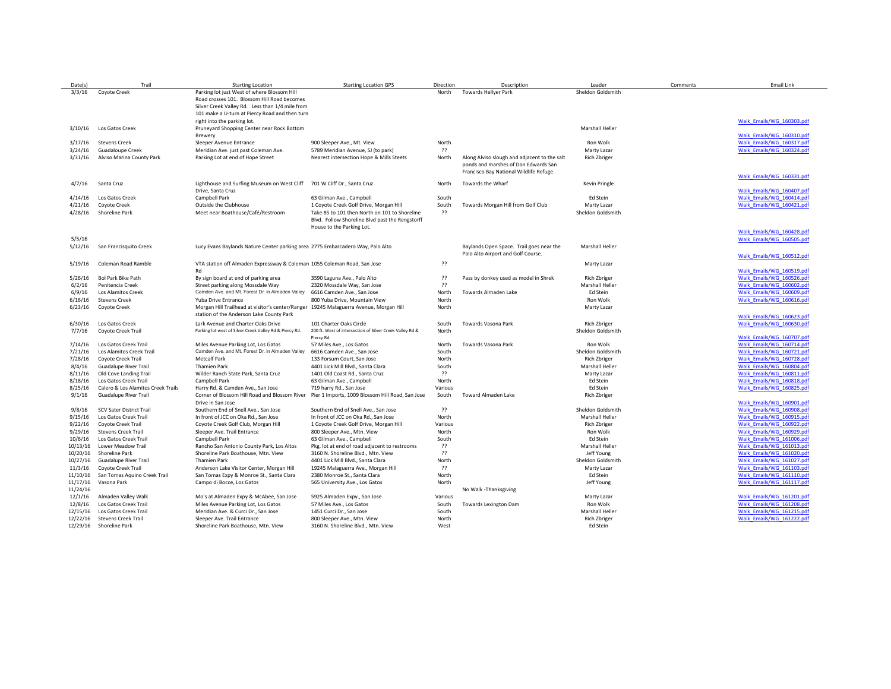| Date(s) | Trail | Starting Location | Starting Location GPS | Direction | Description | Leader | Comments | Email Link |
|---|---|---|---|---|---|---|---|---|
| 3/3/16 | Coyote Creek | Parking lot just West of where Blossom Hill Road crosses 101. Blossom Hill Road becomes Silver Creek Valley Rd. Less than 1/4 mile from 101 make a U-turn at Piercy Road and then turn right into the parking lot. | | North | Towards Hellyer Park | Sheldon Goldsmith | | Walk_Emails/WG_160303.pdf |
| 3/10/16 | Los Gatos Creek | Pruneyard Shopping Center near Rock Bottom Brewery | | | | Marshall Heller | | Walk_Emails/WG_160310.pdf |
| 3/17/16 | Stevens Creek | Sleeper Avenue Entrance | 900 Sleeper Ave., Mt. View | North | | Ron Wolk | | Walk_Emails/WG_160317.pdf |
| 3/24/16 | Guadaloupe Creek | Meridian Ave. just past Coleman Ave. | 5789 Meridian Avenue, SJ (to park) | ?? | | Marty Lazar | | Walk_Emails/WG_160324.pdf |
| 3/31/16 | Alviso Marina County Park | Parking Lot at end of Hope Street | Nearest intersection Hope & Mills Steets | North | Along Alviso slough and adjacent to the salt ponds and marshes of Don Edwards San Francisco Bay National Wildlife Refuge. | Rich Zbriger | | Walk_Emails/WG_160331.pdf |
| 4/7/16 | Santa Cruz | Lighthouse and Surfing Museum on West Cliff Drive, Santa Cruz | 701 W Cliff Dr., Santa Cruz | North | Towards the Wharf | Kevin Pringle | | Walk_Emails/WG_160407.pdf |
| 4/14/16 | Los Gatos Creek | Campbell Park | 63 Gilman Ave., Campbell | South | | Ed Stein | | Walk_Emails/WG_160414.pdf |
| 4/21/16 | Coyote Creek | Outside the Clubhouse | 1 Coyote Creek Golf Drive, Morgan Hill | South | Towards Morgan Hill from Golf Club | Marty Lazar | | Walk_Emails/WG_160421.pdf |
| 4/28/16 | Shoreline Park | Meet near Boathouse/Café/Restroom | Take 85 to 101 then North on 101 to Shoreline Blvd. Follow Shoreline Blvd past the Rengstorff House to the Parking Lot. | ?? | | Sheldon Goldsmith | | Walk_Emails/WG_160428.pdf |
| 5/5/16 | | | | | | | | Walk_Emails/WG_160505.pdf |
| 5/12/16 | San Francisquito Creek | Lucy Evans Baylands Nature Center parking area | 2775 Embarcadero Way, Palo Alto | | Baylands Open Space. Trail goes near the Palo Alto Airport and Golf Course. | Marshall Heller | | Walk_Emails/WG_160512.pdf |
| 5/19/16 | Coleman Road Ramble | VTA station off Almaden Expressway & Coleman Rd | 1055 Coleman Road, San Jose | ?? | | Marty Lazar | | Walk_Emails/WG_160519.pdf |
| 5/26/16 | Bol Park Bike Path | By sign board at end of parking area | 3590 Laguna Ave., Palo Alto | ?? | Pass by donkey used as model in Shrek | Rich Zbriger | | Walk_Emails/WG_160526.pdf |
| 6/2/16 | Penitencia Creek | Street parking along Mossdale Way | 2320 Mossdale Way, San Jose | ?? | | Marshall Heller | | Walk_Emails/WG_160602.pdf |
| 6/9/16 | Los Alamitos Creek | Camden Ave. and Mt. Forest Dr. in Almaden Valley | 6616 Camden Ave., San Jose | North | Towards Almaden Lake | Ed Stein | | Walk_Emails/WG_160609.pdf |
| 6/16/16 | Stevens Creek | Yuba Drive Entrance | 800 Yuba Drive, Mountain View | North | | Ron Wolk | | Walk_Emails/WG_160616.pdf |
| 6/23/16 | Coyote Creek | Morgan Hill Trailhead at visitor's center/Ranger station of the Anderson Lake County Park | 19245 Malaguerra Avenue, Morgan Hill | North | | Marty Lazar | | Walk_Emails/WG_160623.pdf |
| 6/30/16 | Los Gatos Creek | Lark Avenue and Charter Oaks Drive | 101 Charter Oaks Circle | South | Towards Vasona Park | Rich Zbriger | | Walk_Emails/WG_160630.pdf |
| 7/7/16 | Coyote Creek Trail | Parking lot west of Silver Creek Valley Rd & Piercy Rd. | 200 ft. West of intersection of Silver Creek Valley Rd & Piercy Rd. | North | | Sheldon Goldsmith | | Walk_Emails/WG_160707.pdf |
| 7/14/16 | Los Gatos Creek Trail | Miles Avenue Parking Lot, Los Gatos | 57 Miles Ave., Los Gatos | North | Towards Vasona Park | Ron Wolk | | Walk_Emails/WG_160714.pdf |
| 7/21/16 | Los Alamitos Creek Trail | Camden Ave. and Mt. Forest Dr. in Almaden Valley | 6616 Camden Ave., San Jose | South | | Sheldon Goldsmith | | Walk_Emails/WG_160721.pdf |
| 7/28/16 | Coyote Creek Trail | Metcalf Park | 133 Forsum Court, San Jose | North | | Rich Zbriger | | Walk_Emails/WG_160728.pdf |
| 8/4/16 | Guadalupe River Trail | Thamien Park | 4401 Lick Mill Blvd., Santa Clara | South | | Marshall Heller | | Walk_Emails/WG_160804.pdf |
| 8/11/16 | Old Cove Landing Trail | Wilder Ranch State Park, Santa Cruz | 1401 Old Coast Rd., Santa Cruz | ?? | | Marty Lazar | | Walk_Emails/WG_160811.pdf |
| 8/18/16 | Los Gatos Creek Trail | Campbell Park | 63 Gilman Ave., Campbell | North | | Ed Stein | | Walk_Emails/WG_160818.pdf |
| 8/25/16 | Calero & Los Alamitos Creek Trails | Harry Rd. & Camden Ave., San Jose | 719 harry Rd., San Jose | Various | | Ed Stein | | Walk_Emails/WG_160825.pdf |
| 9/1/16 | Guadalupe River Trail | Corner of Blossom Hill Road and Blossom River Drive in San Jose | Pier 1 Imports, 1009 Blossom Hill Road, San Jose | South | Toward Almaden Lake | Rich Zbriger | | Walk_Emails/WG_160901.pdf |
| 9/8/16 | SCV Sater District Trail | Southern End of Snell Ave., San Jose | Southern End of Snell Ave., San Jose | ?? | | Sheldon Goldsmith | | Walk_Emails/WG_160908.pdf |
| 9/15/16 | Los Gatos Creek Trail | In front of JCC on Oka Rd., San Jose | In front of JCC on Oka Rd., San Jose | North | | Marshall Heller | | Walk_Emails/WG_160915.pdf |
| 9/22/16 | Coyote Creek Trail | Coyote Creek Golf Club, Morgan Hill | 1 Coyote Creek Golf Drive, Morgan Hill | Various | | Rich Zbriger | | Walk_Emails/WG_160922.pdf |
| 9/29/16 | Stevens Creek Trail | Sleeper Ave. Trail Entrance | 800 Sleeper Ave., Mtn. View | North | | Ron Wolk | | Walk_Emails/WG_160929.pdf |
| 10/6/16 | Los Gatos Creek Trail | Campbell Park | 63 Gilman Ave., Campbell | South | | Ed Stein | | Walk_Emails/WG_161006.pdf |
| 10/13/16 | Lower Meadow Trail | Rancho San Antonio County Park, Los Altos | Pkg. lot at end of road adjacent to restrooms | ?? | | Marshall Heller | | Walk_Emails/WG_161013.pdf |
| 10/20/16 | Shoreline Park | Shoreline Park Boathouse, Mtn. View | 3160 N. Shoreline Blvd., Mtn. View | ?? | | Jeff Young | | Walk_Emails/WG_161020.pdf |
| 10/27/16 | Guadalupe River Trail | Thamien Park | 4401 Lick Mill Blvd., Santa Clara | North | | Sheldon Goldsmith | | Walk_Emails/WG_161027.pdf |
| 11/3/16 | Coyote Creek Trail | Anderson Lake Visitor Center, Morgan Hill | 19245 Malaguerra Ave., Morgan Hill | ?? | | Marty Lazar | | Walk_Emails/WG_161103.pdf |
| 11/10/16 | San Tomas Aquino Creek Trail | San Tomas Expy & Monroe St., Santa Clara | 2380 Monroe St., Santa Clara | North | | Ed Stein | | Walk_Emails/WG_161110.pdf |
| 11/17/16 | Vasona Park | Campo di Bocce, Los Gatos | 565 University Ave., Los Gatos | North | | Jeff Young | | Walk_Emails/WG_161117.pdf |
| 11/24/16 | | | | | No Walk -Thanksgiving | | | |
| 12/1/16 | Almaden Valley Walk | Mo's at Almaden Expy & McAbee, San Jose | 5925 Almaden Expy., San Jose | Various | | Marty Lazar | | Walk_Emails/WG_161201.pdf |
| 12/8/16 | Los Gatos Creek Trail | Miles Avenue Parking Lot, Los Gatos | 57 Miles Ave., Los Gatos | South | Towards Lexington Dam | Ron Wolk | | Walk_Emails/WG_161208.pdf |
| 12/15/16 | Los Gatos Creek Trail | Meridian Ave. & Curci Dr., San Jose | 1451 Curci Dr., San Jose | South | | Marshall Heller | | Walk_Emails/WG_161215.pdf |
| 12/22/16 | Stevens Creek Trail | Sleeper Ave. Trail Entrance | 800 Sleeper Ave., Mtn. View | North | | Rich Zbriger | | Walk_Emails/WG_161222.pdf |
| 12/29/16 | Shoreline Park | Shoreline Park Boathouse, Mtn. View | 3160 N. Shoreline Blvd., Mtn. View | West | | Ed Stein | | |